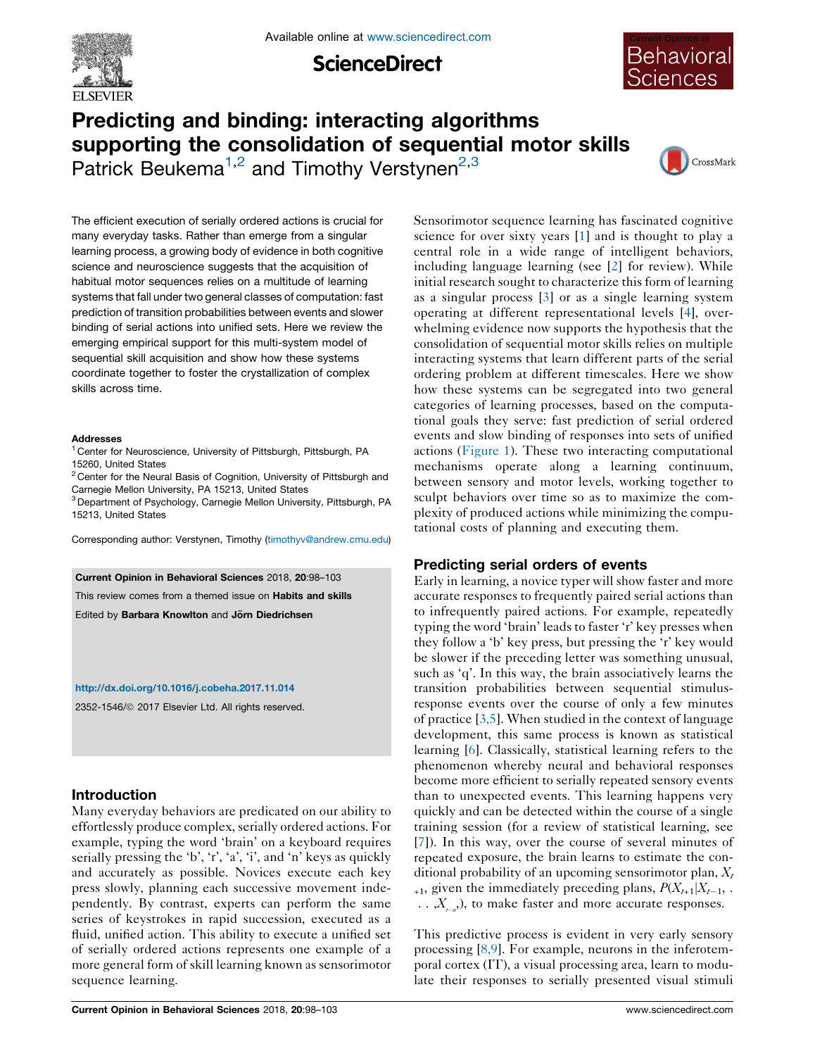# Predicting and binding: interacting algorithms supporting the consolidation of sequential motor skills

Patrick Beukema[1,2] and Timothy Verstynen[2,3]

The efficient execution of serially ordered actions is crucial for many everyday tasks. Rather than emerge from a singular learning process, a growing body of evidence in both cognitive science and neuroscience suggests that the acquisition of habitual motor sequences relies on a multitude of learning systems that fall under two general classes of computation: fast prediction of transition probabilities between events and slower binding of serial actions into unified sets. Here we review the emerging empirical support for this multi-system model of sequential skill acquisition and show how these systems coordinate together to foster the crystallization of complex skills across time.

**Addresses**

[1] Center for Neuroscience, University of Pittsburgh, Pittsburgh, PA 15260, United States

[2] Center for the Neural Basis of Cognition, University of Pittsburgh and Carnegie Mellon University, PA 15213, United States

[3] Department of Psychology, Carnegie Mellon University, Pittsburgh, PA 15213, United States

Corresponding author: Verstynen, Timothy (timothyv@andrew.cmu.edu)

**Current Opinion in Behavioral Sciences** 2018, **20**:98–103

This review comes from a themed issue on **Habits and skills**

Edited by **Barbara Knowlton** and **Jörn Diedrichsen**

http://dx.doi.org/10.1016/j.cobeha.2017.11.014

2352-1546/© 2017 Elsevier Ltd. All rights reserved.

## Introduction

Many everyday behaviors are predicated on our ability to effortlessly produce complex, serially ordered actions. For example, typing the word 'brain' on a keyboard requires serially pressing the 'b', 'r', 'a', 'i', and 'n' keys as quickly and accurately as possible. Novices execute each key press slowly, planning each successive movement independently. By contrast, experts can perform the same series of keystrokes in rapid succession, executed as a fluid, unified action. This ability to execute a unified set of serially ordered actions represents one example of a more general form of skill learning known as sensorimotor sequence learning.

Sensorimotor sequence learning has fascinated cognitive science for over sixty years [1] and is thought to play a central role in a wide range of intelligent behaviors, including language learning (see [2] for review). While initial research sought to characterize this form of learning as a singular process [3] or as a single learning system operating at different representational levels [4], overwhelming evidence now supports the hypothesis that the consolidation of sequential motor skills relies on multiple interacting systems that learn different parts of the serial ordering problem at different timescales. Here we show how these systems can be segregated into two general categories of learning processes, based on the computational goals they serve: fast prediction of serial ordered events and slow binding of responses into sets of unified actions (Figure 1). These two interacting computational mechanisms operate along a learning continuum, between sensory and motor levels, working together to sculpt behaviors over time so as to maximize the complexity of produced actions while minimizing the computational costs of planning and executing them.

## Predicting serial orders of events

Early in learning, a novice typer will show faster and more accurate responses to frequently paired serial actions than to infrequently paired actions. For example, repeatedly typing the word 'brain' leads to faster 'r' key presses when they follow a 'b' key press, but pressing the 'r' key would be slower if the preceding letter was something unusual, such as 'q'. In this way, the brain associatively learns the transition probabilities between sequential stimulus-response events over the course of only a few minutes of practice [3,5]. When studied in the context of language development, this same process is known as statistical learning [6]. Classically, statistical learning refers to the phenomenon whereby neural and behavioral responses become more efficient to serially repeated sensory events than to unexpected events. This learning happens very quickly and can be detected within the course of a single training session (for a review of statistical learning, see [7]). In this way, over the course of several minutes of repeated exposure, the brain learns to estimate the conditional probability of an upcoming sensorimotor plan, $X_{t+1}$, given the immediately preceding plans, $P(X_{t+1}|X_{t-1}, \ldots, X_{t-n})$, to make faster and more accurate responses.

This predictive process is evident in very early sensory processing [8,9]. For example, neurons in the inferotemporal cortex (IT), a visual processing area, learn to modulate their responses to serially presented visual stimuli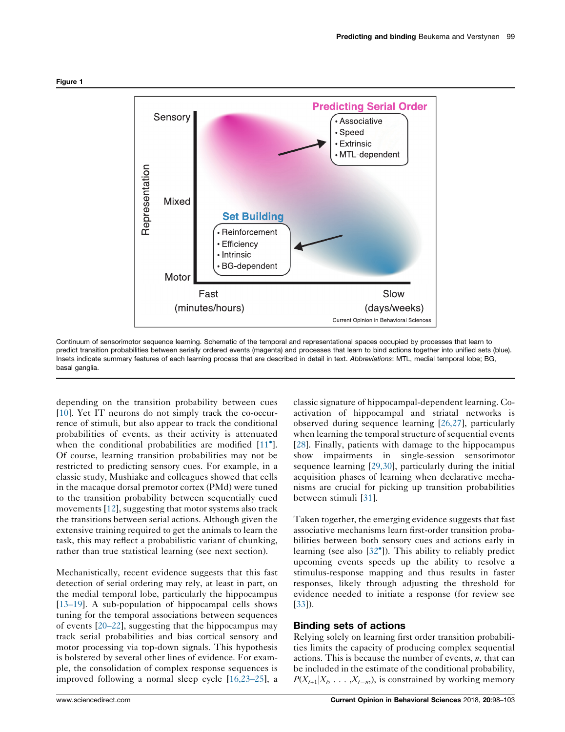Figure 1

Continuum of sensorimotor sequence learning. Schematic of the temporal and representational spaces occupied by processes that learn to predict transition probabilities between serially ordered events (magenta) and processes that learn to bind actions together into unified sets (blue). Insets indicate summary features of each learning process that are described in detail in text. *Abbreviations*: MTL, medial temporal lobe; BG, basal ganglia.

depending on the transition probability between cues [10]. Yet IT neurons do not simply track the co-occurrence of stimuli, but also appear to track the conditional probabilities of events, as their activity is attenuated when the conditional probabilities are modified [11•]. Of course, learning transition probabilities may not be restricted to predicting sensory cues. For example, in a classic study, Mushiake and colleagues showed that cells in the macaque dorsal premotor cortex (PMd) were tuned to the transition probability between sequentially cued movements [12], suggesting that motor systems also track the transitions between serial actions. Although given the extensive training required to get the animals to learn the task, this may reflect a probabilistic variant of chunking, rather than true statistical learning (see next section).

Mechanistically, recent evidence suggests that this fast detection of serial ordering may rely, at least in part, on the medial temporal lobe, particularly the hippocampus [13–19]. A sub-population of hippocampal cells shows tuning for the temporal associations between sequences of events [20–22], suggesting that the hippocampus may track serial probabilities and bias cortical sensory and motor processing via top-down signals. This hypothesis is bolstered by several other lines of evidence. For example, the consolidation of complex response sequences is improved following a normal sleep cycle [16,23–25], a classic signature of hippocampal-dependent learning. Co-activation of hippocampal and striatal networks is observed during sequence learning [26,27], particularly when learning the temporal structure of sequential events [28]. Finally, patients with damage to the hippocampus show impairments in single-session sensorimotor sequence learning [29,30], particularly during the initial acquisition phases of learning when declarative mechanisms are crucial for picking up transition probabilities between stimuli [31].

Taken together, the emerging evidence suggests that fast associative mechanisms learn first-order transition probabilities between both sensory cues and actions early in learning (see also [32•]). This ability to reliably predict upcoming events speeds up the ability to resolve a stimulus-response mapping and thus results in faster responses, likely through adjusting the threshold for evidence needed to initiate a response (for review see [33]).

## Binding sets of actions

Relying solely on learning first order transition probabilities limits the capacity of producing complex sequential actions. This is because the number of events, $n$, that can be included in the estimate of the conditional probability, $P(X_{t+1}|X_t, \ldots, X_{t-n})$, is constrained by working memory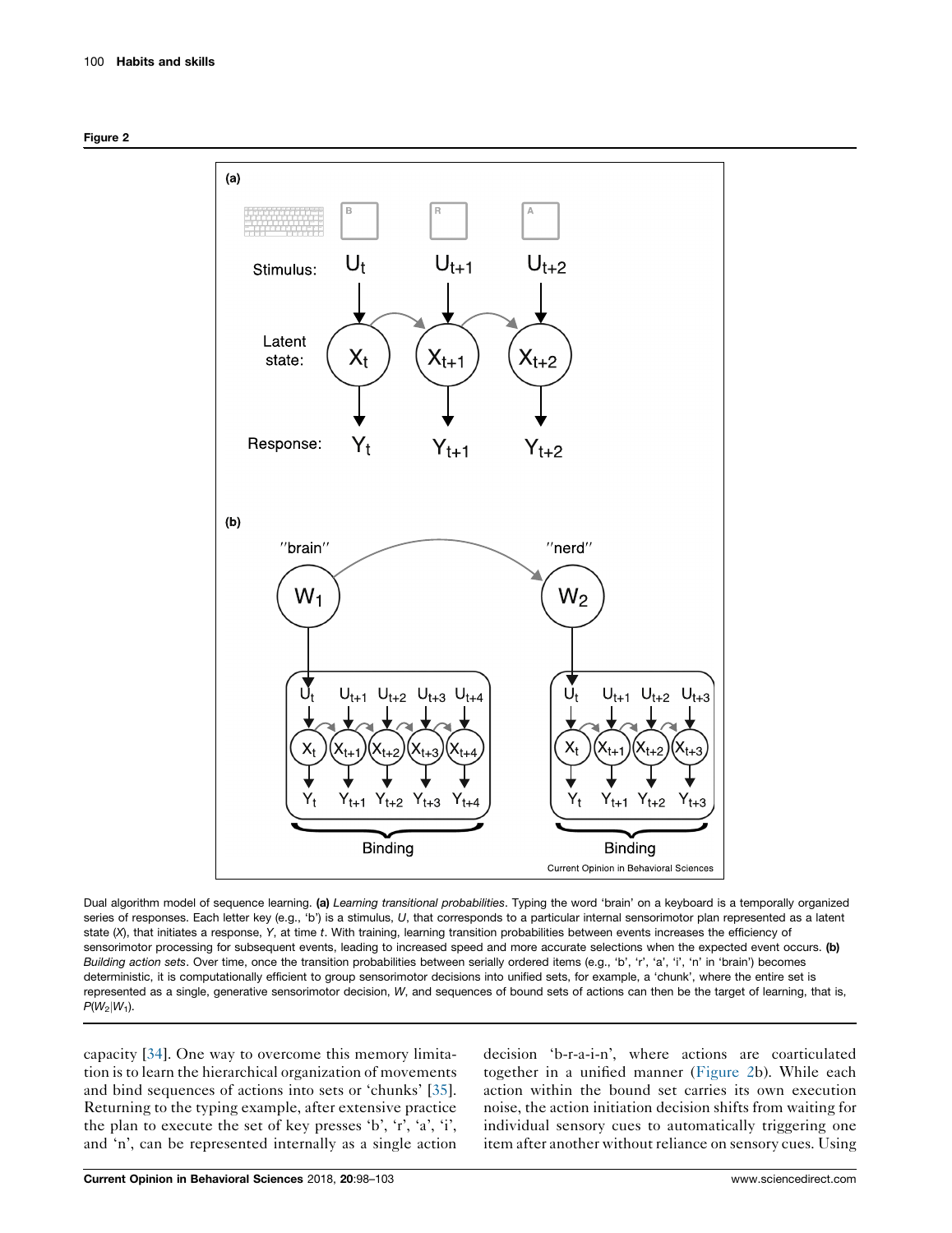**Figure 2**

Dual algorithm model of sequence learning. **(a)** *Learning transitional probabilities*. Typing the word 'brain' on a keyboard is a temporally organized series of responses. Each letter key (e.g., 'b') is a stimulus, $U$, that corresponds to a particular internal sensorimotor plan represented as a latent state ($X$), that initiates a response, $Y$, at time $t$. With training, learning transition probabilities between events increases the efficiency of sensorimotor processing for subsequent events, leading to increased speed and more accurate selections when the expected event occurs. **(b)** *Building action sets*. Over time, once the transition probabilities between serially ordered items (e.g., 'b', 'r', 'a', 'i', 'n' in 'brain') becomes deterministic, it is computationally efficient to group sensorimotor decisions into unified sets, for example, a 'chunk', where the entire set is represented as a single, generative sensorimotor decision, $W$, and sequences of bound sets of actions can then be the target of learning, that is, $P(W_2|W_1)$.

capacity [34]. One way to overcome this memory limitation is to learn the hierarchical organization of movements and bind sequences of actions into sets or 'chunks' [35]. Returning to the typing example, after extensive practice the plan to execute the set of key presses 'b', 'r', 'a', 'i', and 'n', can be represented internally as a single action decision 'b-r-a-i-n', where actions are coarticulated together in a unified manner (Figure 2b). While each action within the bound set carries its own execution noise, the action initiation decision shifts from waiting for individual sensory cues to automatically triggering one item after another without reliance on sensory cues. Using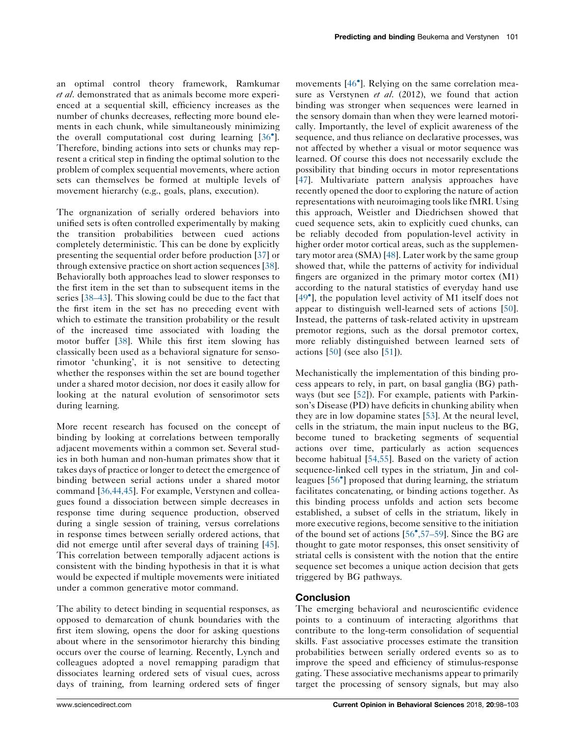an optimal control theory framework, Ramkumar *et al*. demonstrated that as animals become more experienced at a sequential skill, efficiency increases as the number of chunks decreases, reflecting more bound elements in each chunk, while simultaneously minimizing the overall computational cost during learning [36•]. Therefore, binding actions into sets or chunks may represent a critical step in finding the optimal solution to the problem of complex sequential movements, where action sets can themselves be formed at multiple levels of movement hierarchy (e.g., goals, plans, execution).

The orgnanization of serially ordered behaviors into unified sets is often controlled experimentally by making the transition probabilities between cued actions completely deterministic. This can be done by explicitly presenting the sequential order before production [37] or through extensive practice on short action sequences [38]. Behaviorally both approaches lead to slower responses to the first item in the set than to subsequent items in the series [38–43]. This slowing could be due to the fact that the first item in the set has no preceding event with which to estimate the transition probability or the result of the increased time associated with loading the motor buffer [38]. While this first item slowing has classically been used as a behavioral signature for sensorimotor 'chunking', it is not sensitive to detecting whether the responses within the set are bound together under a shared motor decision, nor does it easily allow for looking at the natural evolution of sensorimotor sets during learning.

More recent research has focused on the concept of binding by looking at correlations between temporally adjacent movements within a common set. Several studies in both human and non-human primates show that it takes days of practice or longer to detect the emergence of binding between serial actions under a shared motor command [36,44,45]. For example, Verstynen and colleagues found a dissociation between simple decreases in response time during sequence production, observed during a single session of training, versus correlations in response times between serially ordered actions, that did not emerge until after several days of training [45]. This correlation between temporally adjacent actions is consistent with the binding hypothesis in that it is what would be expected if multiple movements were initiated under a common generative motor command.

The ability to detect binding in sequential responses, as opposed to demarcation of chunk boundaries with the first item slowing, opens the door for asking questions about where in the sensorimotor hierarchy this binding occurs over the course of learning. Recently, Lynch and colleagues adopted a novel remapping paradigm that dissociates learning ordered sets of visual cues, across days of training, from learning ordered sets of finger movements [46•]. Relying on the same correlation measure as Verstynen *et al*. (2012), we found that action binding was stronger when sequences were learned in the sensory domain than when they were learned motorically. Importantly, the level of explicit awareness of the sequence, and thus reliance on declarative processes, was not affected by whether a visual or motor sequence was learned. Of course this does not necessarily exclude the possibility that binding occurs in motor representations [47]. Multivariate pattern analysis approaches have recently opened the door to exploring the nature of action representations with neuroimaging tools like fMRI. Using this approach, Weistler and Diedrichsen showed that cued sequence sets, akin to explicitly cued chunks, can be reliably decoded from population-level activity in higher order motor cortical areas, such as the supplementary motor area (SMA) [48]. Later work by the same group showed that, while the patterns of activity for individual fingers are organized in the primary motor cortex (M1) according to the natural statistics of everyday hand use [49•], the population level activity of M1 itself does not appear to distinguish well-learned sets of actions [50]. Instead, the patterns of task-related activity in upstream premotor regions, such as the dorsal premotor cortex, more reliably distinguished between learned sets of actions [50] (see also [51]).

Mechanistically the implementation of this binding process appears to rely, in part, on basal ganglia (BG) pathways (but see [52]). For example, patients with Parkinson's Disease (PD) have deficits in chunking ability when they are in low dopamine states [53]. At the neural level, cells in the striatum, the main input nucleus to the BG, become tuned to bracketing segments of sequential actions over time, particularly as action sequences become habitual [54,55]. Based on the variety of action sequence-linked cell types in the striatum, Jin and colleagues [56•] proposed that during learning, the striatum facilitates concatenating, or binding actions together. As this binding process unfolds and action sets become established, a subset of cells in the striatum, likely in more executive regions, become sensitive to the initiation of the bound set of actions [56•,57–59]. Since the BG are thought to gate motor responses, this onset sensitivity of striatal cells is consistent with the notion that the entire sequence set becomes a unique action decision that gets triggered by BG pathways.

## Conclusion

The emerging behavioral and neuroscientific evidence points to a continuum of interacting algorithms that contribute to the long-term consolidation of sequential skills. Fast associative processes estimate the transition probabilities between serially ordered events so as to improve the speed and efficiency of stimulus-response gating. These associative mechanisms appear to primarily target the processing of sensory signals, but may also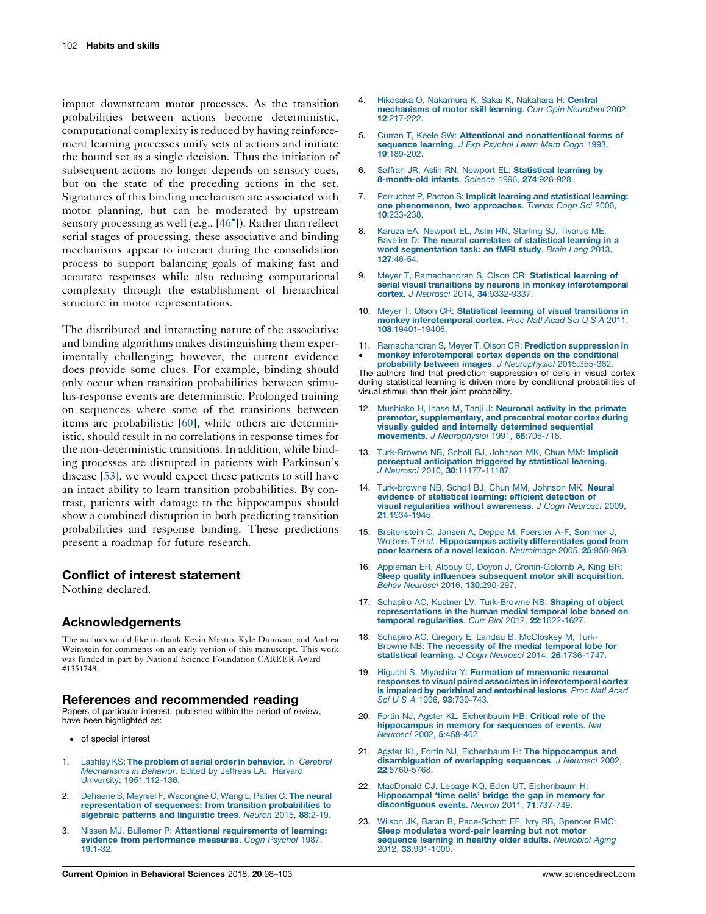impact downstream motor processes. As the transition probabilities between actions become deterministic, computational complexity is reduced by having reinforcement learning processes unify sets of actions and initiate the bound set as a single decision. Thus the initiation of subsequent actions no longer depends on sensory cues, but on the state of the preceding actions in the set. Signatures of this binding mechanism are associated with motor planning, but can be moderated by upstream sensory processing as well (e.g., [46•]). Rather than reflect serial stages of processing, these associative and binding mechanisms appear to interact during the consolidation process to support balancing goals of making fast and accurate responses while also reducing computational complexity through the establishment of hierarchical structure in motor representations.

The distributed and interacting nature of the associative and binding algorithms makes distinguishing them experimentally challenging; however, the current evidence does provide some clues. For example, binding should only occur when transition probabilities between stimulus-response events are deterministic. Prolonged training on sequences where some of the transitions between items are probabilistic [60], while others are deterministic, should result in no correlations in response times for the non-deterministic transitions. In addition, while binding processes are disrupted in patients with Parkinson's disease [53], we would expect these patients to still have an intact ability to learn transition probabilities. By contrast, patients with damage to the hippocampus should show a combined disruption in both predicting transition probabilities and response binding. These predictions present a roadmap for future research.

## Conflict of interest statement

Nothing declared.

## Acknowledgements

The authors would like to thank Kevin Mastro, Kyle Dunovan, and Andrea Weinstein for comments on an early version of this manuscript. This work was funded in part by National Science Foundation CAREER Award #1351748.

## References and recommended reading

Papers of particular interest, published within the period of review, have been highlighted as:

- • of special interest

1. Lashley KS: **The problem of serial order in behavior**. In *Cerebral Mechanisms in Behavior*. Edited by Jeffress LA. Harvard University; 1951:112-136.
2. Dehaene S, Meyniel F, Wacongne C, Wang L, Pallier C: **The neural representation of sequences: from transition probabilities to algebraic patterns and linguistic trees**. *Neuron* 2015, **88**:2-19.
3. Nissen MJ, Bullemer P: **Attentional requirements of learning: evidence from performance measures**. *Cogn Psychol* 1987, **19**:1-32.
4. Hikosaka O, Nakamura K, Sakai K, Nakahara H: **Central mechanisms of motor skill learning**. *Curr Opin Neurobiol* 2002, **12**:217-222.
5. Curran T, Keele SW: **Attentional and nonattentional forms of sequence learning**. *J Exp Psychol Learn Mem Cogn* 1993, **19**:189-202.
6. Saffran JR, Aslin RN, Newport EL: **Statistical learning by 8-month-old infants**. *Science* 1996, **274**:926-928.
7. Perruchet P, Pacton S: **Implicit learning and statistical learning: one phenomenon, two approaches**. *Trends Cogn Sci* 2006, **10**:233-238.
8. Karuza EA, Newport EL, Aslin RN, Starling SJ, Tivarus ME, Bavelier D: **The neural correlates of statistical learning in a word segmentation task: an fMRI study**. *Brain Lang* 2013, **127**:46-54.
9. Meyer T, Ramachandran S, Olson CR: **Statistical learning of serial visual transitions by neurons in monkey inferotemporal cortex**. *J Neurosci* 2014, **34**:9332-9337.
10. Meyer T, Olson CR: **Statistical learning of visual transitions in monkey inferotemporal cortex**. *Proc Natl Acad Sci U S A* 2011, **108**:19401-19406.
11. • Ramachandran S, Meyer T, Olson CR: **Prediction suppression in monkey inferotemporal cortex depends on the conditional probability between images**. *J Neurophysiol* 2015:355-362.
The authors find that prediction suppression of cells in visual cortex during statistical learning is driven more by conditional probabilities of visual stimuli than their joint probability.
12. Mushiake H, Inase M, Tanji J: **Neuronal activity in the primate premotor, supplementary, and precentral motor cortex during visually guided and internally determined sequential movements**. *J Neurophysiol* 1991, **66**:705-718.
13. Turk-Browne NB, Scholl BJ, Johnson MK, Chun MM: **Implicit perceptual anticipation triggered by statistical learning**. *J Neurosci* 2010, **30**:11177-11187.
14. Turk-browne NB, Scholl BJ, Chun MM, Johnson MK: **Neural evidence of statistical learning: efficient detection of visual regularities without awareness**. *J Cogn Neurosci* 2009, **21**:1934-1945.
15. Breitenstein C, Jansen A, Deppe M, Foerster A-F, Sommer J, Wolbers T *et al.*: **Hippocampus activity differentiates good from poor learners of a novel lexicon**. *Neuroimage* 2005, **25**:958-968.
16. Appleman ER, Albouy G, Doyon J, Cronin-Golomb A, King BR: **Sleep quality influences subsequent motor skill acquisition**. *Behav Neurosci* 2016, **130**:290-297.
17. Schapiro AC, Kustner LV, Turk-Browne NB: **Shaping of object representations in the human medial temporal lobe based on temporal regularities**. *Curr Biol* 2012, **22**:1622-1627.
18. Schapiro AC, Gregory E, Landau B, McCloskey M, Turk-Browne NB: **The necessity of the medial temporal lobe for statistical learning**. *J Cogn Neurosci* 2014, **26**:1736-1747.
19. Higuchi S, Miyashita Y: **Formation of mnemonic neuronal responses to visual paired associates in inferotemporal cortex is impaired by perirhinal and entorhinal lesions**. *Proc Natl Acad Sci U S A* 1996, **93**:739-743.
20. Fortin NJ, Agster KL, Eichenbaum HB: **Critical role of the hippocampus in memory for sequences of events**. *Nat Neurosci* 2002, **5**:458-462.
21. Agster KL, Fortin NJ, Eichenbaum H: **The hippocampus and disambiguation of overlapping sequences**. *J Neurosci* 2002, **22**:5760-5768.
22. MacDonald CJ, Lepage KQ, Eden UT, Eichenbaum H: **Hippocampal 'time cells' bridge the gap in memory for discontiguous events**. *Neuron* 2011, **71**:737-749.
23. Wilson JK, Baran B, Pace-Schott EF, Ivry RB, Spencer RMC: **Sleep modulates word-pair learning but not motor sequence learning in healthy older adults**. *Neurobiol Aging* 2012, **33**:991-1000.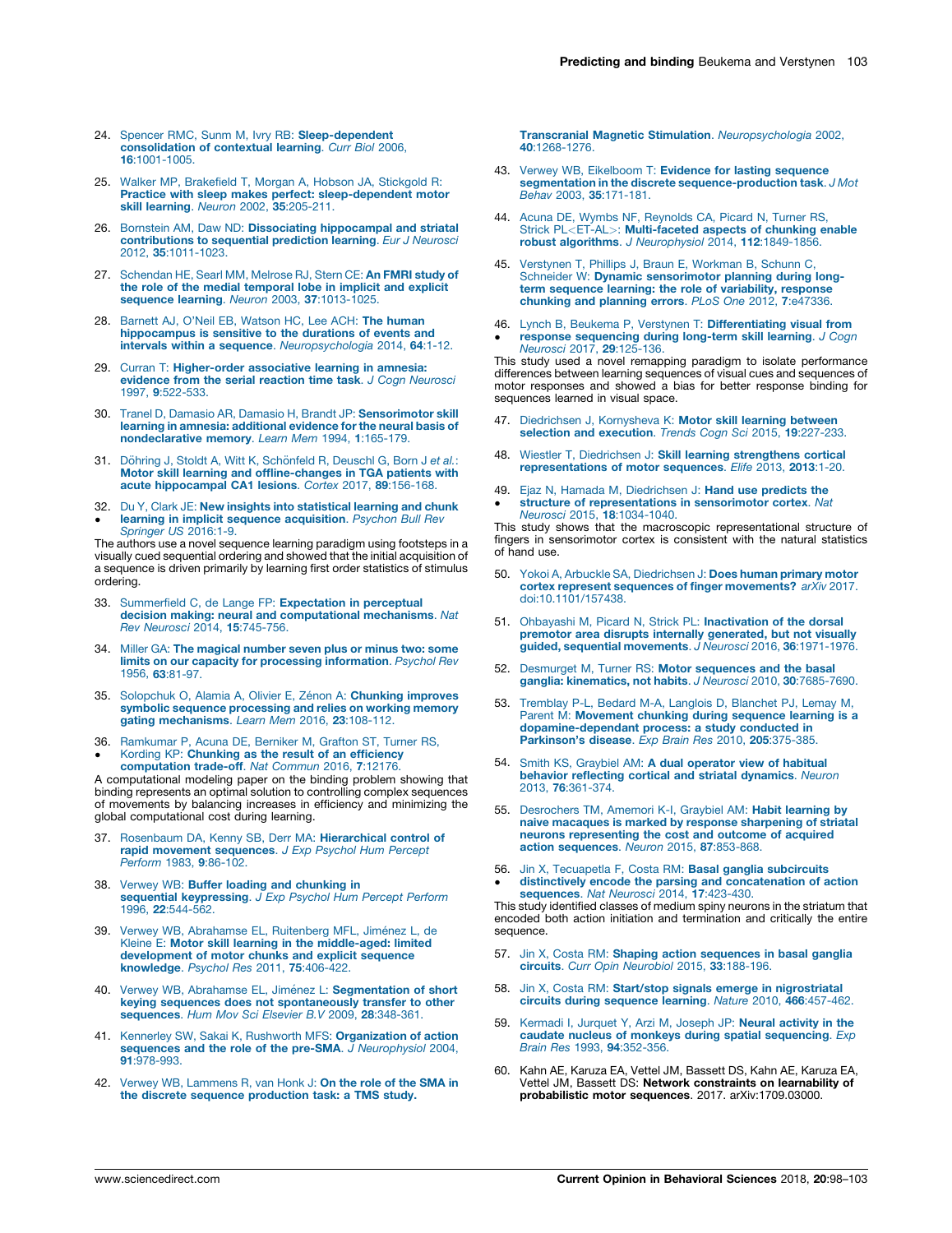24. Spencer RMC, Sunm M, Ivry RB: **Sleep-dependent consolidation of contextual learning**. *Curr Biol* 2006, **16**:1001-1005.

25. Walker MP, Brakefield T, Morgan A, Hobson JA, Stickgold R: **Practice with sleep makes perfect: sleep-dependent motor skill learning**. *Neuron* 2002, **35**:205-211.

26. Bornstein AM, Daw ND: **Dissociating hippocampal and striatal contributions to sequential prediction learning**. *Eur J Neurosci* 2012, **35**:1011-1023.

27. Schendan HE, Searl MM, Melrose RJ, Stern CE: **An FMRI study of the role of the medial temporal lobe in implicit and explicit sequence learning**. *Neuron* 2003, **37**:1013-1025.

28. Barnett AJ, O'Neil EB, Watson HC, Lee ACH: **The human hippocampus is sensitive to the durations of events and intervals within a sequence**. *Neuropsychologia* 2014, **64**:1-12.

29. Curran T: **Higher-order associative learning in amnesia: evidence from the serial reaction time task**. *J Cogn Neurosci* 1997, **9**:522-533.

30. Tranel D, Damasio AR, Damasio H, Brandt JP: **Sensorimotor skill learning in amnesia: additional evidence for the neural basis of nondeclarative memory**. *Learn Mem* 1994, **1**:165-179.

31. Döhring J, Stoldt A, Witt K, Schönfeld R, Deuschl G, Born J *et al.*: **Motor skill learning and offline-changes in TGA patients with acute hippocampal CA1 lesions**. *Cortex* 2017, **89**:156-168.

32. • Du Y, Clark JE: **New insights into statistical learning and chunk learning in implicit sequence acquisition**. *Psychon Bull Rev Springer US* 2016:1-9.

The authors use a novel sequence learning paradigm using footsteps in a visually cued sequential ordering and showed that the initial acquisition of a sequence is driven primarily by learning first order statistics of stimulus ordering.

33. Summerfield C, de Lange FP: **Expectation in perceptual decision making: neural and computational mechanisms**. *Nat Rev Neurosci* 2014, **15**:745-756.

34. Miller GA: **The magical number seven plus or minus two: some limits on our capacity for processing information**. *Psychol Rev* 1956, **63**:81-97.

35. Solopchuk O, Alamia A, Olivier E, Zénon A: **Chunking improves symbolic sequence processing and relies on working memory gating mechanisms**. *Learn Mem* 2016, **23**:108-112.

36. • Ramkumar P, Acuna DE, Berniker M, Grafton ST, Turner RS, Kording KP: **Chunking as the result of an efficiency computation trade-off**. *Nat Commun* 2016, **7**:12176.

A computational modeling paper on the binding problem showing that binding represents an optimal solution to controlling complex sequences of movements by balancing increases in efficiency and minimizing the global computational cost during learning.

37. Rosenbaum DA, Kenny SB, Derr MA: **Hierarchical control of rapid movement sequences**. *J Exp Psychol Hum Percept Perform* 1983, **9**:86-102.

38. Verwey WB: **Buffer loading and chunking in sequential keypressing**. *J Exp Psychol Hum Percept Perform* 1996, **22**:544-562.

39. Verwey WB, Abrahamse EL, Ruitenberg MFL, Jiménez L, de Kleine E: **Motor skill learning in the middle-aged: limited development of motor chunks and explicit sequence knowledge**. *Psychol Res* 2011, **75**:406-422.

40. Verwey WB, Abrahamse EL, Jiménez L: **Segmentation of short keying sequences does not spontaneously transfer to other sequences**. *Hum Mov Sci Elsevier B.V* 2009, **28**:348-361.

41. Kennerley SW, Sakai K, Rushworth MFS: **Organization of action sequences and the role of the pre-SMA**. *J Neurophysiol* 2004, **91**:978-993.

42. Verwey WB, Lammens R, van Honk J: **On the role of the SMA in the discrete sequence production task: a TMS study. Transcranial Magnetic Stimulation**. *Neuropsychologia* 2002, **40**:1268-1276.

43. Verwey WB, Eikelboom T: **Evidence for lasting sequence segmentation in the discrete sequence-production task**. *J Mot Behav* 2003, **35**:171-181.

44. Acuna DE, Wymbs NF, Reynolds CA, Picard N, Turner RS, Strick PL<ET-AL>: **Multi-faceted aspects of chunking enable robust algorithms**. *J Neurophysiol* 2014, **112**:1849-1856.

45. Verstynen T, Phillips J, Braun E, Workman B, Schunn C, Schneider W: **Dynamic sensorimotor planning during long-term sequence learning: the role of variability, response chunking and planning errors**. *PLoS One* 2012, **7**:e47336.

46. • Lynch B, Beukema P, Verstynen T: **Differentiating visual from response sequencing during long-term skill learning**. *J Cogn Neurosci* 2017, **29**:125-136.

This study used a novel remapping paradigm to isolate performance differences between learning sequences of visual cues and sequences of motor responses and showed a bias for better response binding for sequences learned in visual space.

47. Diedrichsen J, Kornysheva K: **Motor skill learning between selection and execution**. *Trends Cogn Sci* 2015, **19**:227-233.

48. Wiestler T, Diedrichsen J: **Skill learning strengthens cortical representations of motor sequences**. *Elife* 2013, **2013**:1-20.

49. • Ejaz N, Hamada M, Diedrichsen J: **Hand use predicts the structure of representations in sensorimotor cortex**. *Nat Neurosci* 2015, **18**:1034-1040.

This study shows that the macroscopic representational structure of fingers in sensorimotor cortex is consistent with the natural statistics of hand use.

50. Yokoi A, Arbuckle SA, Diedrichsen J: **Does human primary motor cortex represent sequences of finger movements?** *arXiv* 2017. doi:10.1101/157438.

51. Ohbayashi M, Picard N, Strick PL: **Inactivation of the dorsal premotor area disrupts internally generated, but not visually guided, sequential movements**. *J Neurosci* 2016, **36**:1971-1976.

52. Desmurget M, Turner RS: **Motor sequences and the basal ganglia: kinematics, not habits**. *J Neurosci* 2010, **30**:7685-7690.

53. Tremblay P-L, Bedard M-A, Langlois D, Blanchet PJ, Lemay M, Parent M: **Movement chunking during sequence learning is a dopamine-dependant process: a study conducted in Parkinson's disease**. *Exp Brain Res* 2010, **205**:375-385.

54. Smith KS, Graybiel AM: **A dual operator view of habitual behavior reflecting cortical and striatal dynamics**. *Neuron* 2013, **76**:361-374.

55. Desrochers TM, Amemori K-I, Graybiel AM: **Habit learning by naive macaques is marked by response sharpening of striatal neurons representing the cost and outcome of acquired action sequences**. *Neuron* 2015, **87**:853-868.

56. • Jin X, Tecuapetla F, Costa RM: **Basal ganglia subcircuits distinctively encode the parsing and concatenation of action sequences**. *Nat Neurosci* 2014, **17**:423-430.

This study identified classes of medium spiny neurons in the striatum that encoded both action initiation and termination and critically the entire sequence.

57. Jin X, Costa RM: **Shaping action sequences in basal ganglia circuits**. *Curr Opin Neurobiol* 2015, **33**:188-196.

58. Jin X, Costa RM: **Start/stop signals emerge in nigrostriatal circuits during sequence learning**. *Nature* 2010, **466**:457-462.

59. Kermadi I, Jurquet Y, Arzi M, Joseph JP: **Neural activity in the caudate nucleus of monkeys during spatial sequencing**. *Exp Brain Res* 1993, **94**:352-356.

60. Kahn AE, Karuza EA, Vettel JM, Bassett DS, Kahn AE, Karuza EA, Vettel JM, Bassett DS: **Network constraints on learnability of probabilistic motor sequences**. 2017. arXiv:1709.03000.